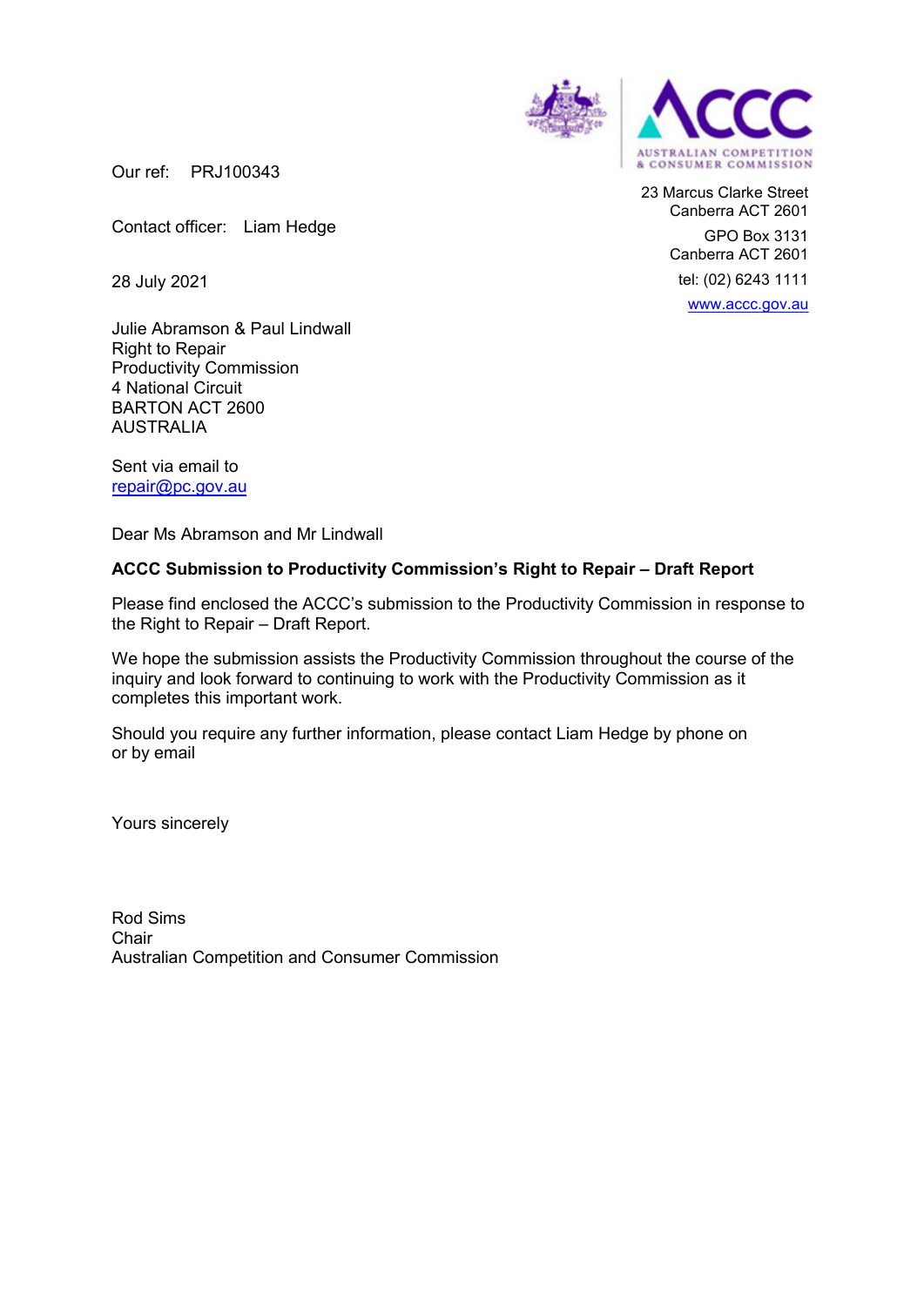AUSTRALIAN COMPETITION & CONSUMER COMMISSION

Our ref: PRJ100343

Contact officer: Liam Hedge

28 July 2021

23 Marcus Clarke Street
Canberra ACT 2601

GPO Box 3131
Canberra ACT 2601

tel: (02) 6243 1111

www.accc.gov.au

Julie Abramson & Paul Lindwall
Right to Repair
Productivity Commission
4 National Circuit
BARTON ACT 2600
AUSTRALIA

Sent via email to
repair@pc.gov.au

Dear Ms Abramson and Mr Lindwall

**ACCC Submission to Productivity Commission's Right to Repair – Draft Report**

Please find enclosed the ACCC's submission to the Productivity Commission in response to the Right to Repair – Draft Report.

We hope the submission assists the Productivity Commission throughout the course of the inquiry and look forward to continuing to work with the Productivity Commission as it completes this important work.

Should you require any further information, please contact Liam Hedge by phone on or by email

Yours sincerely

Rod Sims
Chair
Australian Competition and Consumer Commission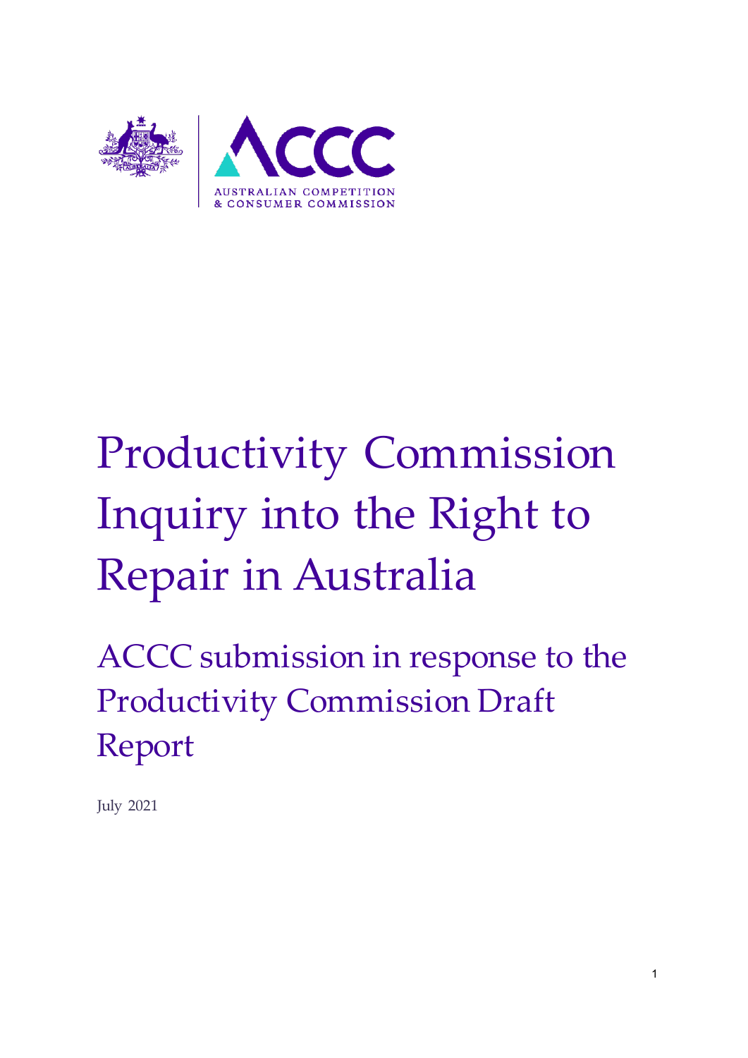AUSTRALIAN COMPETITION & CONSUMER COMMISSION

# Productivity Commission Inquiry into the Right to Repair in Australia

## ACCC submission in response to the Productivity Commission Draft Report

July 2021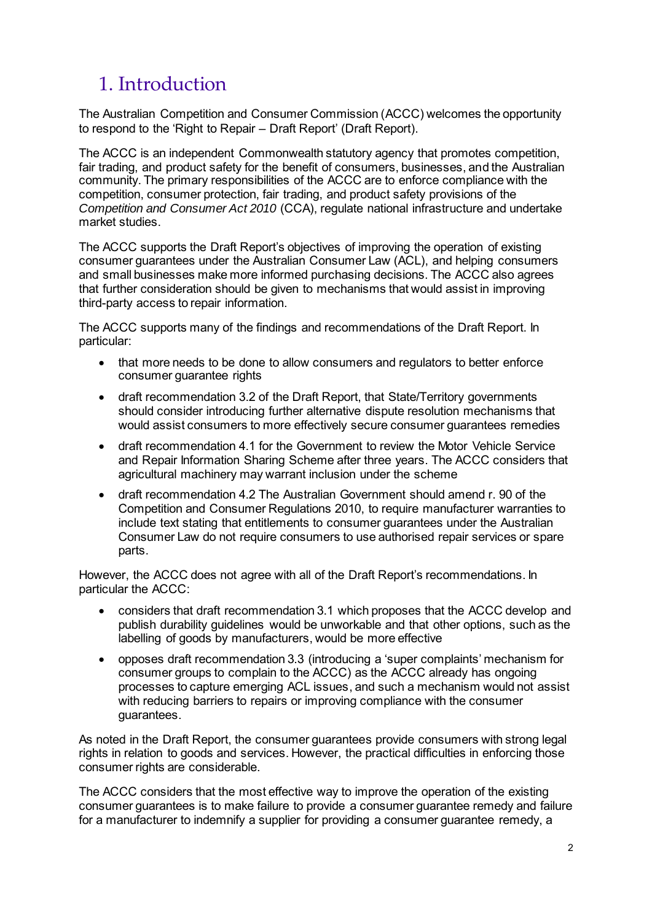# 1. Introduction

The Australian Competition and Consumer Commission (ACCC) welcomes the opportunity to respond to the 'Right to Repair – Draft Report' (Draft Report).

The ACCC is an independent Commonwealth statutory agency that promotes competition, fair trading, and product safety for the benefit of consumers, businesses, and the Australian community. The primary responsibilities of the ACCC are to enforce compliance with the competition, consumer protection, fair trading, and product safety provisions of the *Competition and Consumer Act 2010* (CCA), regulate national infrastructure and undertake market studies.

The ACCC supports the Draft Report's objectives of improving the operation of existing consumer guarantees under the Australian Consumer Law (ACL), and helping consumers and small businesses make more informed purchasing decisions. The ACCC also agrees that further consideration should be given to mechanisms that would assist in improving third-party access to repair information.

The ACCC supports many of the findings and recommendations of the Draft Report. In particular:

- that more needs to be done to allow consumers and regulators to better enforce consumer guarantee rights
- draft recommendation 3.2 of the Draft Report, that State/Territory governments should consider introducing further alternative dispute resolution mechanisms that would assist consumers to more effectively secure consumer guarantees remedies
- draft recommendation 4.1 for the Government to review the Motor Vehicle Service and Repair Information Sharing Scheme after three years. The ACCC considers that agricultural machinery may warrant inclusion under the scheme
- draft recommendation 4.2 The Australian Government should amend r. 90 of the Competition and Consumer Regulations 2010, to require manufacturer warranties to include text stating that entitlements to consumer guarantees under the Australian Consumer Law do not require consumers to use authorised repair services or spare parts.

However, the ACCC does not agree with all of the Draft Report's recommendations. In particular the ACCC:

- considers that draft recommendation 3.1 which proposes that the ACCC develop and publish durability guidelines would be unworkable and that other options, such as the labelling of goods by manufacturers, would be more effective
- opposes draft recommendation 3.3 (introducing a 'super complaints' mechanism for consumer groups to complain to the ACCC) as the ACCC already has ongoing processes to capture emerging ACL issues, and such a mechanism would not assist with reducing barriers to repairs or improving compliance with the consumer guarantees.

As noted in the Draft Report, the consumer guarantees provide consumers with strong legal rights in relation to goods and services. However, the practical difficulties in enforcing those consumer rights are considerable.

The ACCC considers that the most effective way to improve the operation of the existing consumer guarantees is to make failure to provide a consumer guarantee remedy and failure for a manufacturer to indemnify a supplier for providing a consumer guarantee remedy, a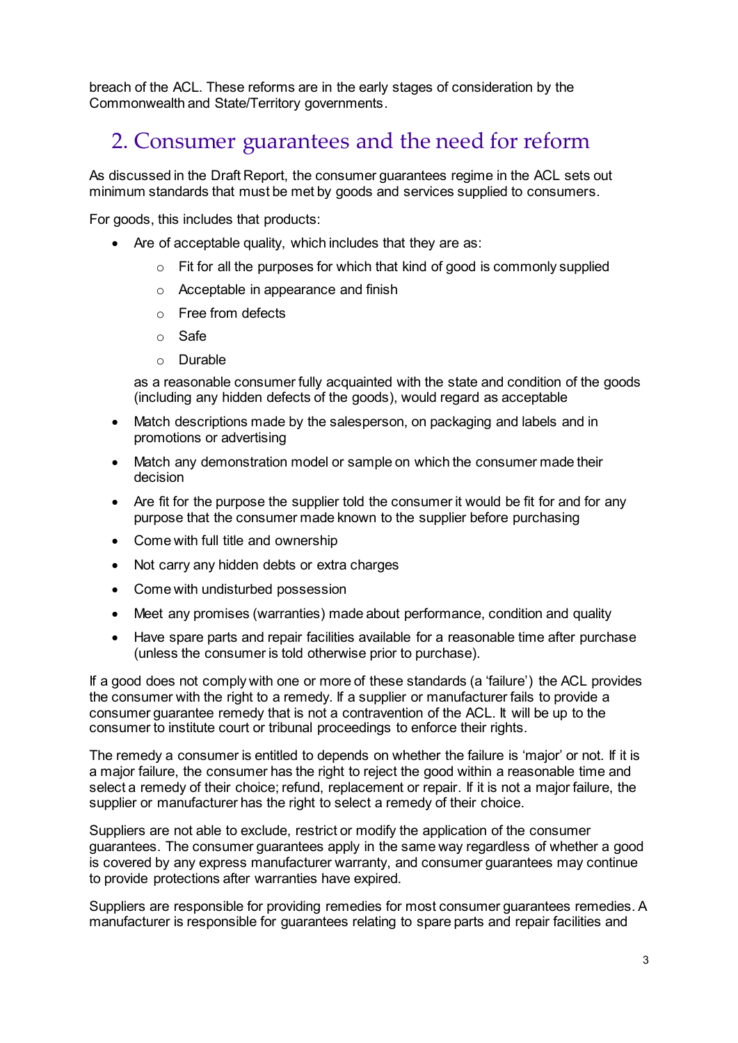breach of the ACL. These reforms are in the early stages of consideration by the Commonwealth and State/Territory governments.

## 2. Consumer guarantees and the need for reform

As discussed in the Draft Report, the consumer guarantees regime in the ACL sets out minimum standards that must be met by goods and services supplied to consumers.

For goods, this includes that products:

- Are of acceptable quality, which includes that they are as:
  - Fit for all the purposes for which that kind of good is commonly supplied
  - Acceptable in appearance and finish
  - Free from defects
  - Safe
  - Durable

  as a reasonable consumer fully acquainted with the state and condition of the goods (including any hidden defects of the goods), would regard as acceptable
- Match descriptions made by the salesperson, on packaging and labels and in promotions or advertising
- Match any demonstration model or sample on which the consumer made their decision
- Are fit for the purpose the supplier told the consumer it would be fit for and for any purpose that the consumer made known to the supplier before purchasing
- Come with full title and ownership
- Not carry any hidden debts or extra charges
- Come with undisturbed possession
- Meet any promises (warranties) made about performance, condition and quality
- Have spare parts and repair facilities available for a reasonable time after purchase (unless the consumer is told otherwise prior to purchase).

If a good does not comply with one or more of these standards (a 'failure') the ACL provides the consumer with the right to a remedy. If a supplier or manufacturer fails to provide a consumer guarantee remedy that is not a contravention of the ACL. It will be up to the consumer to institute court or tribunal proceedings to enforce their rights.

The remedy a consumer is entitled to depends on whether the failure is 'major' or not. If it is a major failure, the consumer has the right to reject the good within a reasonable time and select a remedy of their choice; refund, replacement or repair. If it is not a major failure, the supplier or manufacturer has the right to select a remedy of their choice.

Suppliers are not able to exclude, restrict or modify the application of the consumer guarantees. The consumer guarantees apply in the same way regardless of whether a good is covered by any express manufacturer warranty, and consumer guarantees may continue to provide protections after warranties have expired.

Suppliers are responsible for providing remedies for most consumer guarantees remedies. A manufacturer is responsible for guarantees relating to spare parts and repair facilities and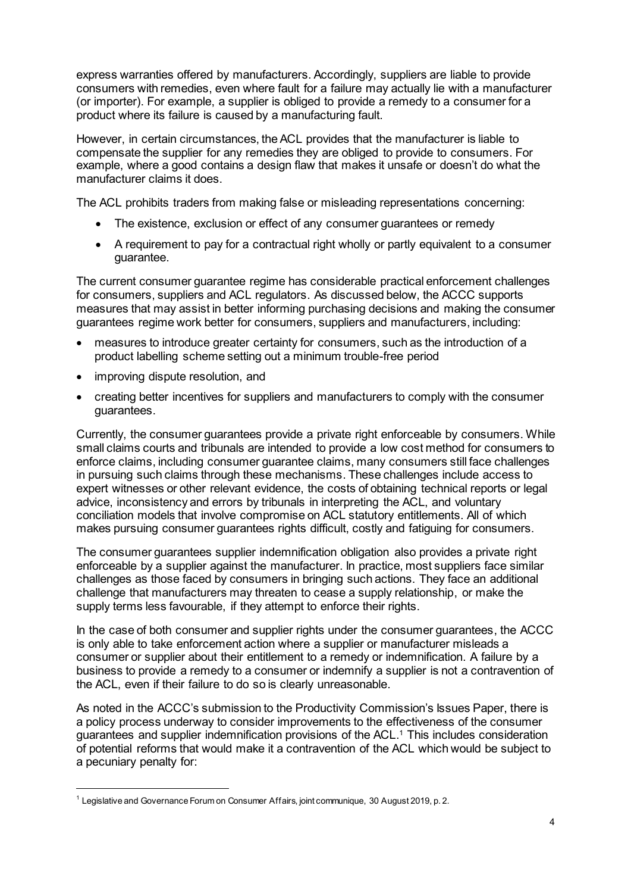express warranties offered by manufacturers. Accordingly, suppliers are liable to provide consumers with remedies, even where fault for a failure may actually lie with a manufacturer (or importer). For example, a supplier is obliged to provide a remedy to a consumer for a product where its failure is caused by a manufacturing fault.

However, in certain circumstances, the ACL provides that the manufacturer is liable to compensate the supplier for any remedies they are obliged to provide to consumers. For example, where a good contains a design flaw that makes it unsafe or doesn't do what the manufacturer claims it does.

The ACL prohibits traders from making false or misleading representations concerning:

- The existence, exclusion or effect of any consumer guarantees or remedy
- A requirement to pay for a contractual right wholly or partly equivalent to a consumer guarantee.

The current consumer guarantee regime has considerable practical enforcement challenges for consumers, suppliers and ACL regulators. As discussed below, the ACCC supports measures that may assist in better informing purchasing decisions and making the consumer guarantees regime work better for consumers, suppliers and manufacturers, including:

- measures to introduce greater certainty for consumers, such as the introduction of a product labelling scheme setting out a minimum trouble-free period
- improving dispute resolution, and
- creating better incentives for suppliers and manufacturers to comply with the consumer guarantees.

Currently, the consumer guarantees provide a private right enforceable by consumers. While small claims courts and tribunals are intended to provide a low cost method for consumers to enforce claims, including consumer guarantee claims, many consumers still face challenges in pursuing such claims through these mechanisms. These challenges include access to expert witnesses or other relevant evidence, the costs of obtaining technical reports or legal advice, inconsistency and errors by tribunals in interpreting the ACL, and voluntary conciliation models that involve compromise on ACL statutory entitlements. All of which makes pursuing consumer guarantees rights difficult, costly and fatiguing for consumers.

The consumer guarantees supplier indemnification obligation also provides a private right enforceable by a supplier against the manufacturer. In practice, most suppliers face similar challenges as those faced by consumers in bringing such actions. They face an additional challenge that manufacturers may threaten to cease a supply relationship, or make the supply terms less favourable, if they attempt to enforce their rights.

In the case of both consumer and supplier rights under the consumer guarantees, the ACCC is only able to take enforcement action where a supplier or manufacturer misleads a consumer or supplier about their entitlement to a remedy or indemnification. A failure by a business to provide a remedy to a consumer or indemnify a supplier is not a contravention of the ACL, even if their failure to do so is clearly unreasonable.

As noted in the ACCC's submission to the Productivity Commission's Issues Paper, there is a policy process underway to consider improvements to the effectiveness of the consumer guarantees and supplier indemnification provisions of the ACL.[1] This includes consideration of potential reforms that would make it a contravention of the ACL which would be subject to a pecuniary penalty for:

[1] Legislative and Governance Forum on Consumer Affairs, joint communique, 30 August 2019, p. 2.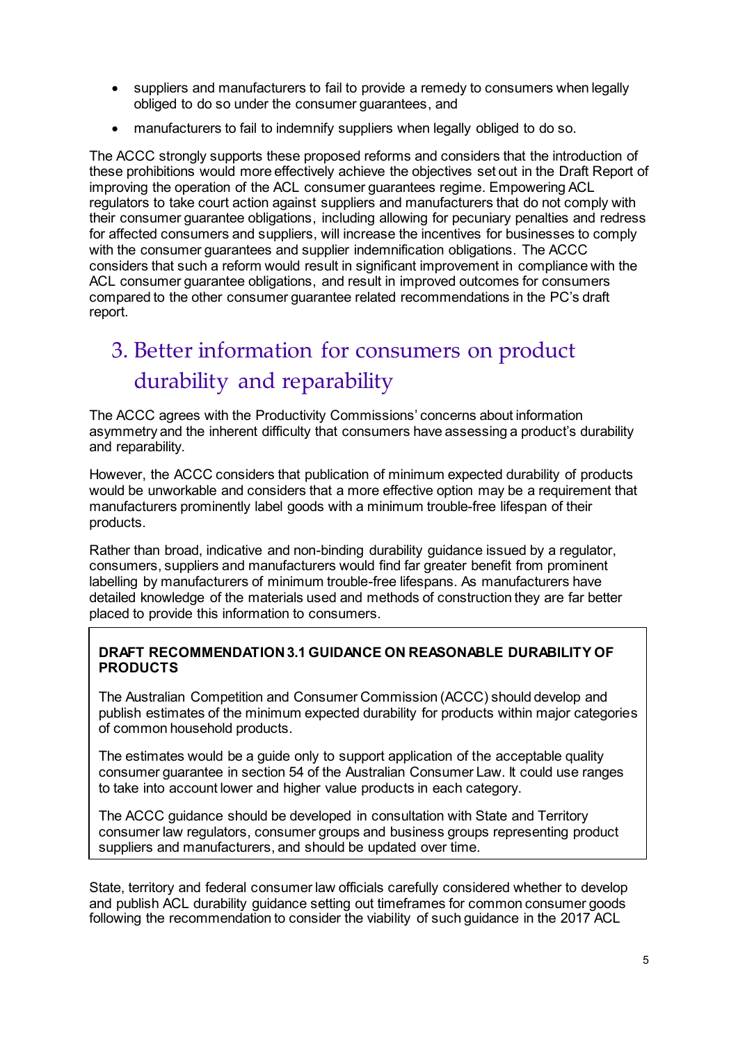- suppliers and manufacturers to fail to provide a remedy to consumers when legally obliged to do so under the consumer guarantees, and
- manufacturers to fail to indemnify suppliers when legally obliged to do so.

The ACCC strongly supports these proposed reforms and considers that the introduction of these prohibitions would more effectively achieve the objectives set out in the Draft Report of improving the operation of the ACL consumer guarantees regime. Empowering ACL regulators to take court action against suppliers and manufacturers that do not comply with their consumer guarantee obligations, including allowing for pecuniary penalties and redress for affected consumers and suppliers, will increase the incentives for businesses to comply with the consumer guarantees and supplier indemnification obligations. The ACCC considers that such a reform would result in significant improvement in compliance with the ACL consumer guarantee obligations, and result in improved outcomes for consumers compared to the other consumer guarantee related recommendations in the PC's draft report.

# 3. Better information for consumers on product durability and reparability

The ACCC agrees with the Productivity Commissions' concerns about information asymmetry and the inherent difficulty that consumers have assessing a product's durability and reparability.

However, the ACCC considers that publication of minimum expected durability of products would be unworkable and considers that a more effective option may be a requirement that manufacturers prominently label goods with a minimum trouble-free lifespan of their products.

Rather than broad, indicative and non-binding durability guidance issued by a regulator, consumers, suppliers and manufacturers would find far greater benefit from prominent labelling by manufacturers of minimum trouble-free lifespans. As manufacturers have detailed knowledge of the materials used and methods of construction they are far better placed to provide this information to consumers.

> **DRAFT RECOMMENDATION 3.1 GUIDANCE ON REASONABLE DURABILITY OF PRODUCTS**
>
> The Australian Competition and Consumer Commission (ACCC) should develop and publish estimates of the minimum expected durability for products within major categories of common household products.
>
> The estimates would be a guide only to support application of the acceptable quality consumer guarantee in section 54 of the Australian Consumer Law. It could use ranges to take into account lower and higher value products in each category.
>
> The ACCC guidance should be developed in consultation with State and Territory consumer law regulators, consumer groups and business groups representing product suppliers and manufacturers, and should be updated over time.

State, territory and federal consumer law officials carefully considered whether to develop and publish ACL durability guidance setting out timeframes for common consumer goods following the recommendation to consider the viability of such guidance in the 2017 ACL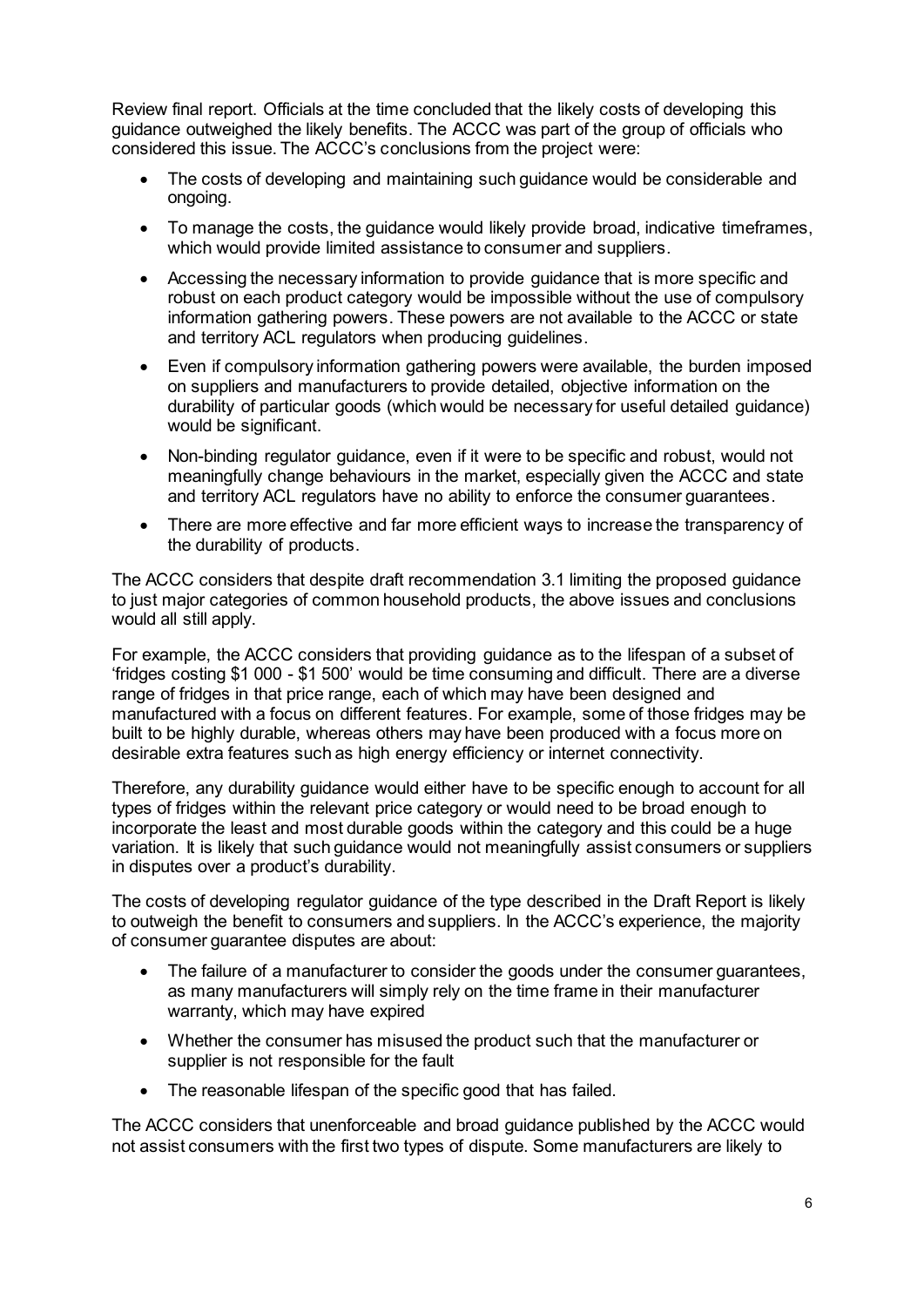Review final report. Officials at the time concluded that the likely costs of developing this guidance outweighed the likely benefits. The ACCC was part of the group of officials who considered this issue. The ACCC's conclusions from the project were:

- The costs of developing and maintaining such guidance would be considerable and ongoing.
- To manage the costs, the guidance would likely provide broad, indicative timeframes, which would provide limited assistance to consumer and suppliers.
- Accessing the necessary information to provide guidance that is more specific and robust on each product category would be impossible without the use of compulsory information gathering powers. These powers are not available to the ACCC or state and territory ACL regulators when producing guidelines.
- Even if compulsory information gathering powers were available, the burden imposed on suppliers and manufacturers to provide detailed, objective information on the durability of particular goods (which would be necessary for useful detailed guidance) would be significant.
- Non-binding regulator guidance, even if it were to be specific and robust, would not meaningfully change behaviours in the market, especially given the ACCC and state and territory ACL regulators have no ability to enforce the consumer guarantees.
- There are more effective and far more efficient ways to increase the transparency of the durability of products.

The ACCC considers that despite draft recommendation 3.1 limiting the proposed guidance to just major categories of common household products, the above issues and conclusions would all still apply.

For example, the ACCC considers that providing guidance as to the lifespan of a subset of 'fridges costing $1 000 - $1 500' would be time consuming and difficult. There are a diverse range of fridges in that price range, each of which may have been designed and manufactured with a focus on different features. For example, some of those fridges may be built to be highly durable, whereas others may have been produced with a focus more on desirable extra features such as high energy efficiency or internet connectivity.

Therefore, any durability guidance would either have to be specific enough to account for all types of fridges within the relevant price category or would need to be broad enough to incorporate the least and most durable goods within the category and this could be a huge variation. It is likely that such guidance would not meaningfully assist consumers or suppliers in disputes over a product's durability.

The costs of developing regulator guidance of the type described in the Draft Report is likely to outweigh the benefit to consumers and suppliers. In the ACCC's experience, the majority of consumer guarantee disputes are about:

- The failure of a manufacturer to consider the goods under the consumer guarantees, as many manufacturers will simply rely on the time frame in their manufacturer warranty, which may have expired
- Whether the consumer has misused the product such that the manufacturer or supplier is not responsible for the fault
- The reasonable lifespan of the specific good that has failed.

The ACCC considers that unenforceable and broad guidance published by the ACCC would not assist consumers with the first two types of dispute. Some manufacturers are likely to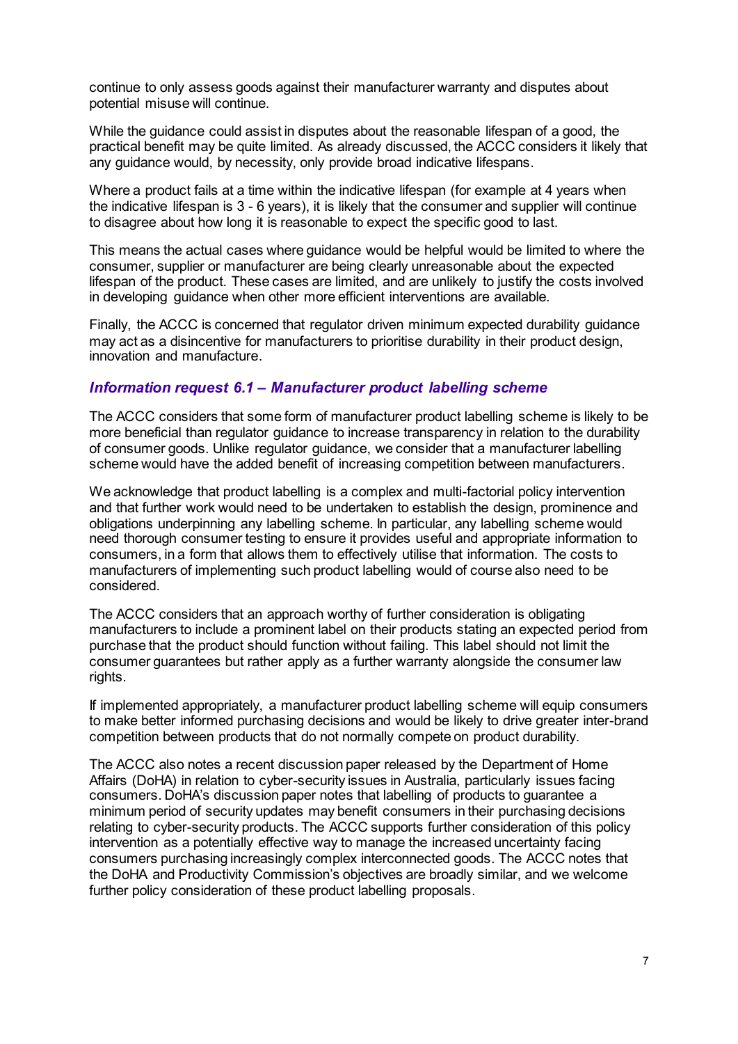continue to only assess goods against their manufacturer warranty and disputes about potential misuse will continue.

While the guidance could assist in disputes about the reasonable lifespan of a good, the practical benefit may be quite limited. As already discussed, the ACCC considers it likely that any guidance would, by necessity, only provide broad indicative lifespans.

Where a product fails at a time within the indicative lifespan (for example at 4 years when the indicative lifespan is 3 - 6 years), it is likely that the consumer and supplier will continue to disagree about how long it is reasonable to expect the specific good to last.

This means the actual cases where guidance would be helpful would be limited to where the consumer, supplier or manufacturer are being clearly unreasonable about the expected lifespan of the product. These cases are limited, and are unlikely to justify the costs involved in developing guidance when other more efficient interventions are available.

Finally, the ACCC is concerned that regulator driven minimum expected durability guidance may act as a disincentive for manufacturers to prioritise durability in their product design, innovation and manufacture.

### *Information request 6.1 – Manufacturer product labelling scheme*

The ACCC considers that some form of manufacturer product labelling scheme is likely to be more beneficial than regulator guidance to increase transparency in relation to the durability of consumer goods. Unlike regulator guidance, we consider that a manufacturer labelling scheme would have the added benefit of increasing competition between manufacturers.

We acknowledge that product labelling is a complex and multi-factorial policy intervention and that further work would need to be undertaken to establish the design, prominence and obligations underpinning any labelling scheme. In particular, any labelling scheme would need thorough consumer testing to ensure it provides useful and appropriate information to consumers, in a form that allows them to effectively utilise that information. The costs to manufacturers of implementing such product labelling would of course also need to be considered.

The ACCC considers that an approach worthy of further consideration is obligating manufacturers to include a prominent label on their products stating an expected period from purchase that the product should function without failing. This label should not limit the consumer guarantees but rather apply as a further warranty alongside the consumer law rights.

If implemented appropriately, a manufacturer product labelling scheme will equip consumers to make better informed purchasing decisions and would be likely to drive greater inter-brand competition between products that do not normally compete on product durability.

The ACCC also notes a recent discussion paper released by the Department of Home Affairs (DoHA) in relation to cyber-security issues in Australia, particularly issues facing consumers. DoHA's discussion paper notes that labelling of products to guarantee a minimum period of security updates may benefit consumers in their purchasing decisions relating to cyber-security products. The ACCC supports further consideration of this policy intervention as a potentially effective way to manage the increased uncertainty facing consumers purchasing increasingly complex interconnected goods. The ACCC notes that the DoHA and Productivity Commission's objectives are broadly similar, and we welcome further policy consideration of these product labelling proposals.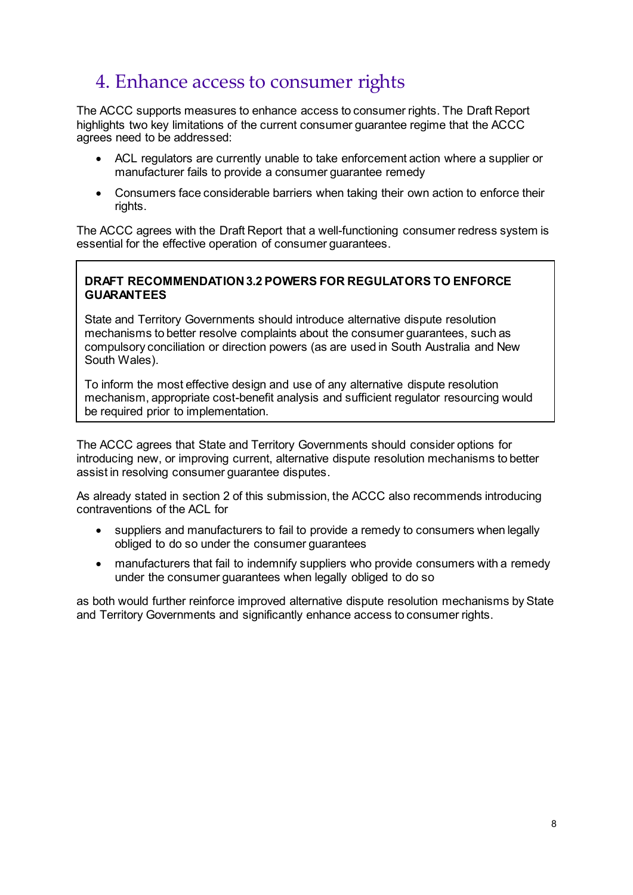# 4. Enhance access to consumer rights

The ACCC supports measures to enhance access to consumer rights. The Draft Report highlights two key limitations of the current consumer guarantee regime that the ACCC agrees need to be addressed:

- ACL regulators are currently unable to take enforcement action where a supplier or manufacturer fails to provide a consumer guarantee remedy
- Consumers face considerable barriers when taking their own action to enforce their rights.

The ACCC agrees with the Draft Report that a well-functioning consumer redress system is essential for the effective operation of consumer guarantees.

> **DRAFT RECOMMENDATION 3.2 POWERS FOR REGULATORS TO ENFORCE GUARANTEES**
>
> State and Territory Governments should introduce alternative dispute resolution mechanisms to better resolve complaints about the consumer guarantees, such as compulsory conciliation or direction powers (as are used in South Australia and New South Wales).
>
> To inform the most effective design and use of any alternative dispute resolution mechanism, appropriate cost-benefit analysis and sufficient regulator resourcing would be required prior to implementation.

The ACCC agrees that State and Territory Governments should consider options for introducing new, or improving current, alternative dispute resolution mechanisms to better assist in resolving consumer guarantee disputes.

As already stated in section 2 of this submission, the ACCC also recommends introducing contraventions of the ACL for

- suppliers and manufacturers to fail to provide a remedy to consumers when legally obliged to do so under the consumer guarantees
- manufacturers that fail to indemnify suppliers who provide consumers with a remedy under the consumer guarantees when legally obliged to do so

as both would further reinforce improved alternative dispute resolution mechanisms by State and Territory Governments and significantly enhance access to consumer rights.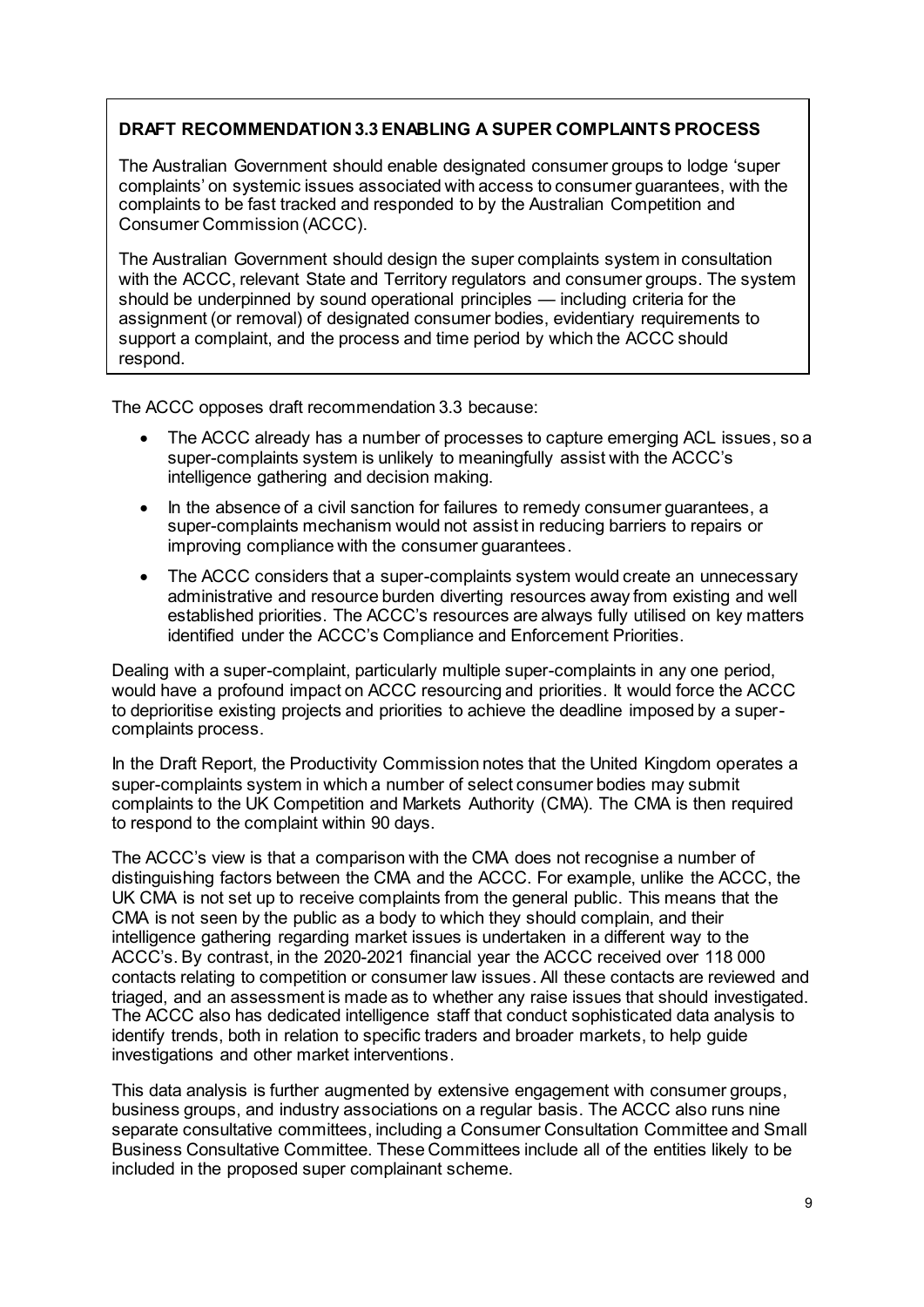> **DRAFT RECOMMENDATION 3.3 ENABLING A SUPER COMPLAINTS PROCESS**
>
> The Australian Government should enable designated consumer groups to lodge 'super complaints' on systemic issues associated with access to consumer guarantees, with the complaints to be fast tracked and responded to by the Australian Competition and Consumer Commission (ACCC).
>
> The Australian Government should design the super complaints system in consultation with the ACCC, relevant State and Territory regulators and consumer groups. The system should be underpinned by sound operational principles — including criteria for the assignment (or removal) of designated consumer bodies, evidentiary requirements to support a complaint, and the process and time period by which the ACCC should respond.

The ACCC opposes draft recommendation 3.3 because:

- The ACCC already has a number of processes to capture emerging ACL issues, so a super-complaints system is unlikely to meaningfully assist with the ACCC's intelligence gathering and decision making.
- In the absence of a civil sanction for failures to remedy consumer guarantees, a super-complaints mechanism would not assist in reducing barriers to repairs or improving compliance with the consumer guarantees.
- The ACCC considers that a super-complaints system would create an unnecessary administrative and resource burden diverting resources away from existing and well established priorities. The ACCC's resources are always fully utilised on key matters identified under the ACCC's Compliance and Enforcement Priorities.

Dealing with a super-complaint, particularly multiple super-complaints in any one period, would have a profound impact on ACCC resourcing and priorities. It would force the ACCC to deprioritise existing projects and priorities to achieve the deadline imposed by a super-complaints process.

In the Draft Report, the Productivity Commission notes that the United Kingdom operates a super-complaints system in which a number of select consumer bodies may submit complaints to the UK Competition and Markets Authority (CMA). The CMA is then required to respond to the complaint within 90 days.

The ACCC's view is that a comparison with the CMA does not recognise a number of distinguishing factors between the CMA and the ACCC. For example, unlike the ACCC, the UK CMA is not set up to receive complaints from the general public. This means that the CMA is not seen by the public as a body to which they should complain, and their intelligence gathering regarding market issues is undertaken in a different way to the ACCC's. By contrast, in the 2020-2021 financial year the ACCC received over 118 000 contacts relating to competition or consumer law issues. All these contacts are reviewed and triaged, and an assessment is made as to whether any raise issues that should investigated. The ACCC also has dedicated intelligence staff that conduct sophisticated data analysis to identify trends, both in relation to specific traders and broader markets, to help guide investigations and other market interventions.

This data analysis is further augmented by extensive engagement with consumer groups, business groups, and industry associations on a regular basis. The ACCC also runs nine separate consultative committees, including a Consumer Consultation Committee and Small Business Consultative Committee. These Committees include all of the entities likely to be included in the proposed super complainant scheme.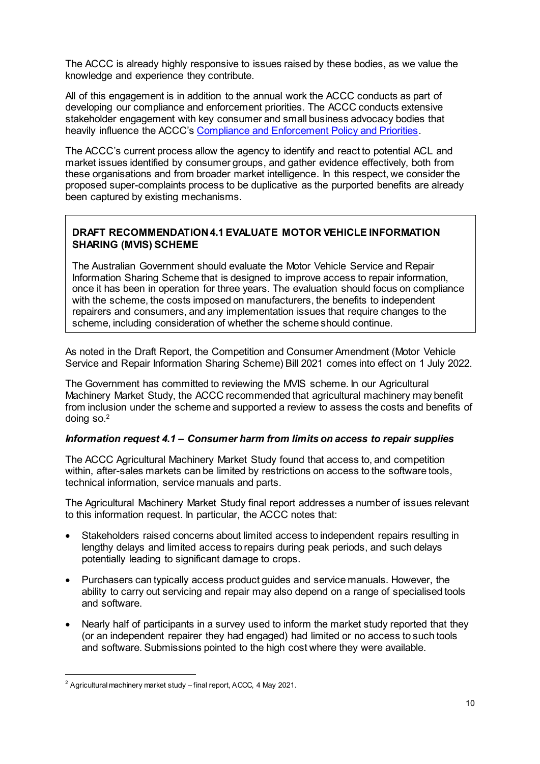The ACCC is already highly responsive to issues raised by these bodies, as we value the knowledge and experience they contribute.

All of this engagement is in addition to the annual work the ACCC conducts as part of developing our compliance and enforcement priorities. The ACCC conducts extensive stakeholder engagement with key consumer and small business advocacy bodies that heavily influence the ACCC's Compliance and Enforcement Policy and Priorities.

The ACCC's current process allow the agency to identify and react to potential ACL and market issues identified by consumer groups, and gather evidence effectively, both from these organisations and from broader market intelligence. In this respect, we consider the proposed super-complaints process to be duplicative as the purported benefits are already been captured by existing mechanisms.

> **DRAFT RECOMMENDATION 4.1 EVALUATE MOTOR VEHICLE INFORMATION SHARING (MVIS) SCHEME**
>
> The Australian Government should evaluate the Motor Vehicle Service and Repair Information Sharing Scheme that is designed to improve access to repair information, once it has been in operation for three years. The evaluation should focus on compliance with the scheme, the costs imposed on manufacturers, the benefits to independent repairers and consumers, and any implementation issues that require changes to the scheme, including consideration of whether the scheme should continue.

As noted in the Draft Report, the Competition and Consumer Amendment (Motor Vehicle Service and Repair Information Sharing Scheme) Bill 2021 comes into effect on 1 July 2022.

The Government has committed to reviewing the MVIS scheme. In our Agricultural Machinery Market Study, the ACCC recommended that agricultural machinery may benefit from inclusion under the scheme and supported a review to assess the costs and benefits of doing so.[2]

### *Information request 4.1 – Consumer harm from limits on access to repair supplies*

The ACCC Agricultural Machinery Market Study found that access to, and competition within, after-sales markets can be limited by restrictions on access to the software tools, technical information, service manuals and parts.

The Agricultural Machinery Market Study final report addresses a number of issues relevant to this information request. In particular, the ACCC notes that:

- Stakeholders raised concerns about limited access to independent repairs resulting in lengthy delays and limited access to repairs during peak periods, and such delays potentially leading to significant damage to crops.
- Purchasers can typically access product guides and service manuals. However, the ability to carry out servicing and repair may also depend on a range of specialised tools and software.
- Nearly half of participants in a survey used to inform the market study reported that they (or an independent repairer they had engaged) had limited or no access to such tools and software. Submissions pointed to the high cost where they were available.

---

[2] Agricultural machinery market study – final report, ACCC, 4 May 2021.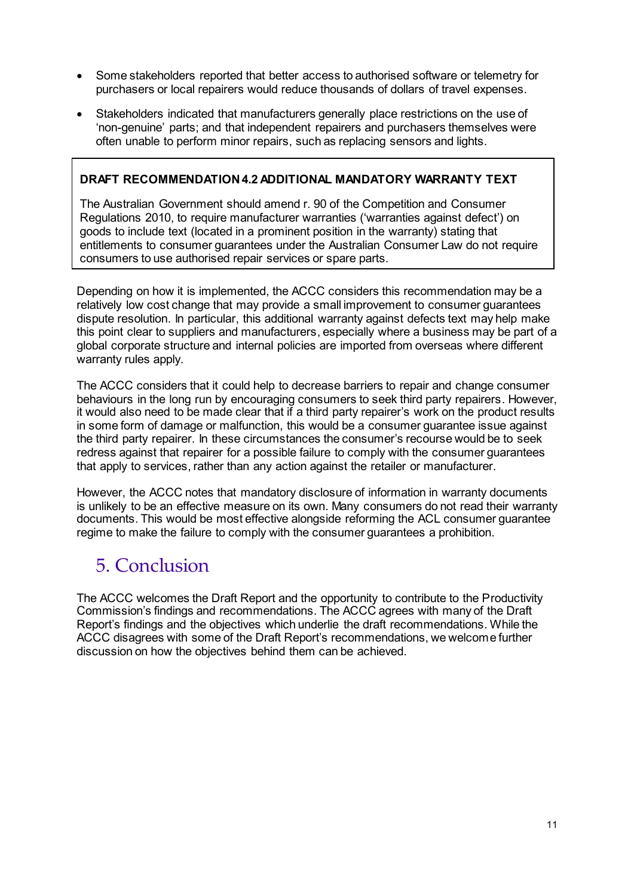- Some stakeholders reported that better access to authorised software or telemetry for purchasers or local repairers would reduce thousands of dollars of travel expenses.
- Stakeholders indicated that manufacturers generally place restrictions on the use of 'non-genuine' parts; and that independent repairers and purchasers themselves were often unable to perform minor repairs, such as replacing sensors and lights.

> **DRAFT RECOMMENDATION 4.2 ADDITIONAL MANDATORY WARRANTY TEXT**
>
> The Australian Government should amend r. 90 of the Competition and Consumer Regulations 2010, to require manufacturer warranties ('warranties against defect') on goods to include text (located in a prominent position in the warranty) stating that entitlements to consumer guarantees under the Australian Consumer Law do not require consumers to use authorised repair services or spare parts.

Depending on how it is implemented, the ACCC considers this recommendation may be a relatively low cost change that may provide a small improvement to consumer guarantees dispute resolution. In particular, this additional warranty against defects text may help make this point clear to suppliers and manufacturers, especially where a business may be part of a global corporate structure and internal policies are imported from overseas where different warranty rules apply.

The ACCC considers that it could help to decrease barriers to repair and change consumer behaviours in the long run by encouraging consumers to seek third party repairers. However, it would also need to be made clear that if a third party repairer's work on the product results in some form of damage or malfunction, this would be a consumer guarantee issue against the third party repairer. In these circumstances the consumer's recourse would be to seek redress against that repairer for a possible failure to comply with the consumer guarantees that apply to services, rather than any action against the retailer or manufacturer.

However, the ACCC notes that mandatory disclosure of information in warranty documents is unlikely to be an effective measure on its own. Many consumers do not read their warranty documents. This would be most effective alongside reforming the ACL consumer guarantee regime to make the failure to comply with the consumer guarantees a prohibition.

# 5. Conclusion

The ACCC welcomes the Draft Report and the opportunity to contribute to the Productivity Commission's findings and recommendations. The ACCC agrees with many of the Draft Report's findings and the objectives which underlie the draft recommendations. While the ACCC disagrees with some of the Draft Report's recommendations, we welcome further discussion on how the objectives behind them can be achieved.